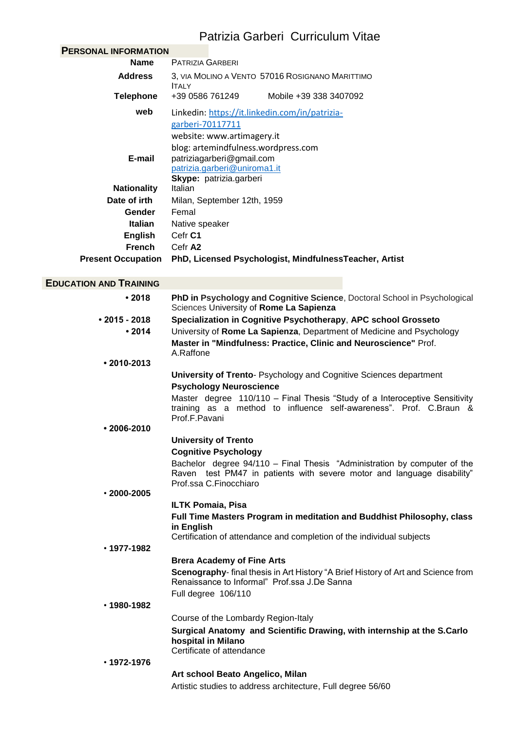# Patrizia Garberi Curriculum Vitae

## Personal Information

**Name** PATRIZIA GARBERI

**Address** 3, VIA MOLINO A VENTO 57016 ROSIGNANO MARITTIMO ITALY

**Telephone** +39 0586 761249 Mobile +39 338 3407092

**web** Linkedin: https://it.linkedin.com/in/patrizia-garberi-70117711
website: www.artimagery.it
blog: artemindfulness.wordpress.com

**E-mail** patriziagarberi@gmail.com
patrizia.garberi@uniroma1.it
**Skype:** patrizia.garberi

**Nationality** Italian

**Date of irth** Milan, September 12th, 1959

**Gender** Femal

**Italian** Native speaker

**English** Cefr **C1**

**French** Cefr **A2**

**Present Occupation** **PhD, Licensed Psychologist, MindfulnessTeacher, Artist**

## Education and Training

- **2018**
  **PhD in Psychology and Cognitive Science**, Doctoral School in Psychological Sciences University of **Rome La Sapienza**

- **2015 - 2018**
  **Specialization in Cognitive Psychotherapy**, **APC school Grosseto**

- **2014**
  University of **Rome La Sapienza**, Department of Medicine and Psychology
  **Master in "Mindfulness: Practice, Clinic and Neuroscience"** Prof. A.Raffone

- **2010-2013**
  **University of Trento**- Psychology and Cognitive Sciences department
  **Psychology Neuroscience**
  Master degree 110/110 – Final Thesis "Study of a Interoceptive Sensitivity training as a method to influence self-awareness". Prof. C.Braun & Prof.F.Pavani

- **2006-2010**
  **University of Trento**
  **Cognitive Psychology**
  Bachelor degree 94/110 – Final Thesis "Administration by computer of the Raven test PM47 in patients with severe motor and language disability" Prof.ssa C.Finocchiaro

- **2000-2005**
  **ILTK Pomaia, Pisa**
  **Full Time Masters Program in meditation and Buddhist Philosophy, class in English**
  Certification of attendance and completion of the individual subjects

- **1977-1982**
  **Brera Academy of Fine Arts**
  **Scenography**- final thesis in Art History "A Brief History of Art and Science from Renaissance to Informal" Prof.ssa J.De Sanna
  Full degree 106/110

- **1980-1982**
  Course of the Lombardy Region-Italy
  **Surgical Anatomy and Scientific Drawing, with internship at the S.Carlo hospital in Milano**
  Certificate of attendance

- **1972-1976**
  **Art school Beato Angelico, Milan**
  Artistic studies to address architecture, Full degree 56/60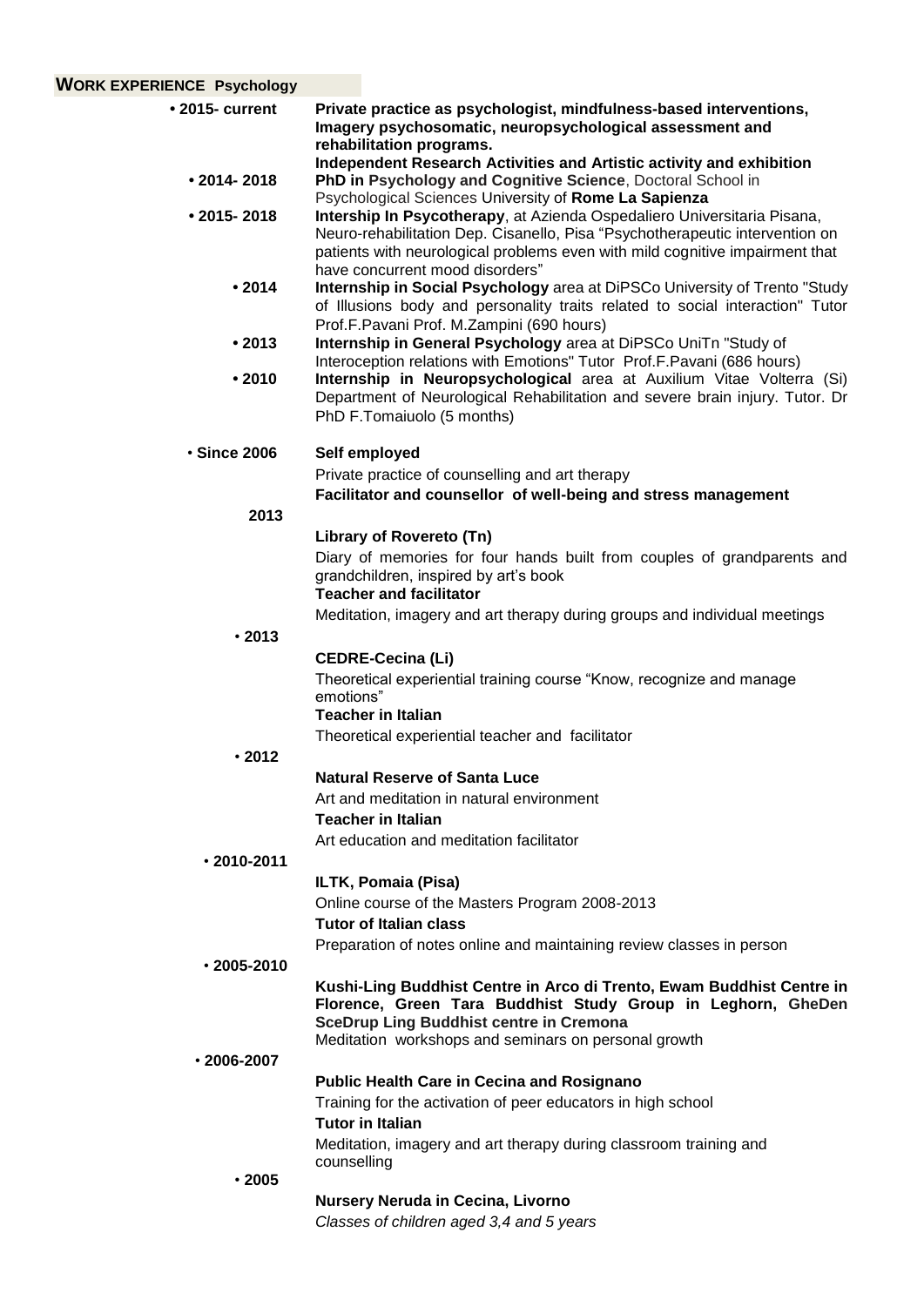## WORK EXPERIENCE Psychology

- **2015- current** **Private practice as psychologist, mindfulness-based interventions, Imagery psychosomatic, neuropsychological assessment and rehabilitation programs.**
  **Independent Research Activities and Artistic activity and exhibition**
- **2014- 2018** **PhD in Psychology and Cognitive Science**, Doctoral School in Psychological Sciences University of **Rome La Sapienza**
- **2015- 2018** **Intership In Psycotherapy**, at Azienda Ospedaliero Universitaria Pisana, Neuro-rehabilitation Dep. Cisanello, Pisa "Psychotherapeutic intervention on patients with neurological problems even with mild cognitive impairment that have concurrent mood disorders"
- **2014** **Internship in Social Psychology** area at DiPSCo University of Trento "Study of Illusions body and personality traits related to social interaction" Tutor Prof.F.Pavani Prof. M.Zampini (690 hours)
- **2013** **Internship in General Psychology** area at DiPSCo UniTn "Study of Interoception relations with Emotions" Tutor Prof.F.Pavani (686 hours)
- **2010** **Internship in Neuropsychological** area at Auxilium Vitae Volterra (Si) Department of Neurological Rehabilitation and severe brain injury. Tutor. Dr PhD F.Tomaiuolo (5 months)

- **Since 2006** **Self employed**
  Private practice of counselling and art therapy
  **Facilitator and counsellor of well-being and stress management**

**2013**

**Library of Rovereto (Tn)**

Diary of memories for four hands built from couples of grandparents and grandchildren, inspired by art's book

**Teacher and facilitator**

Meditation, imagery and art therapy during groups and individual meetings

- **2013**

**CEDRE-Cecina (Li)**

Theoretical experiential training course "Know, recognize and manage emotions"

**Teacher in Italian**

Theoretical experiential teacher and facilitator

- **2012**

**Natural Reserve of Santa Luce**

Art and meditation in natural environment

**Teacher in Italian**

Art education and meditation facilitator

- **2010-2011**

**ILTK, Pomaia (Pisa)**

Online course of the Masters Program 2008-2013

**Tutor of Italian class**

Preparation of notes online and maintaining review classes in person

- **2005-2010**

**Kushi-Ling Buddhist Centre in Arco di Trento, Ewam Buddhist Centre in Florence, Green Tara Buddhist Study Group in Leghorn, GheDen SceDrup Ling Buddhist centre in Cremona**

Meditation workshops and seminars on personal growth

- **2006-2007**

**Public Health Care in Cecina and Rosignano**

Training for the activation of peer educators in high school

**Tutor in Italian**

Meditation, imagery and art therapy during classroom training and counselling

- **2005**

**Nursery Neruda in Cecina, Livorno**

*Classes of children aged 3,4 and 5 years*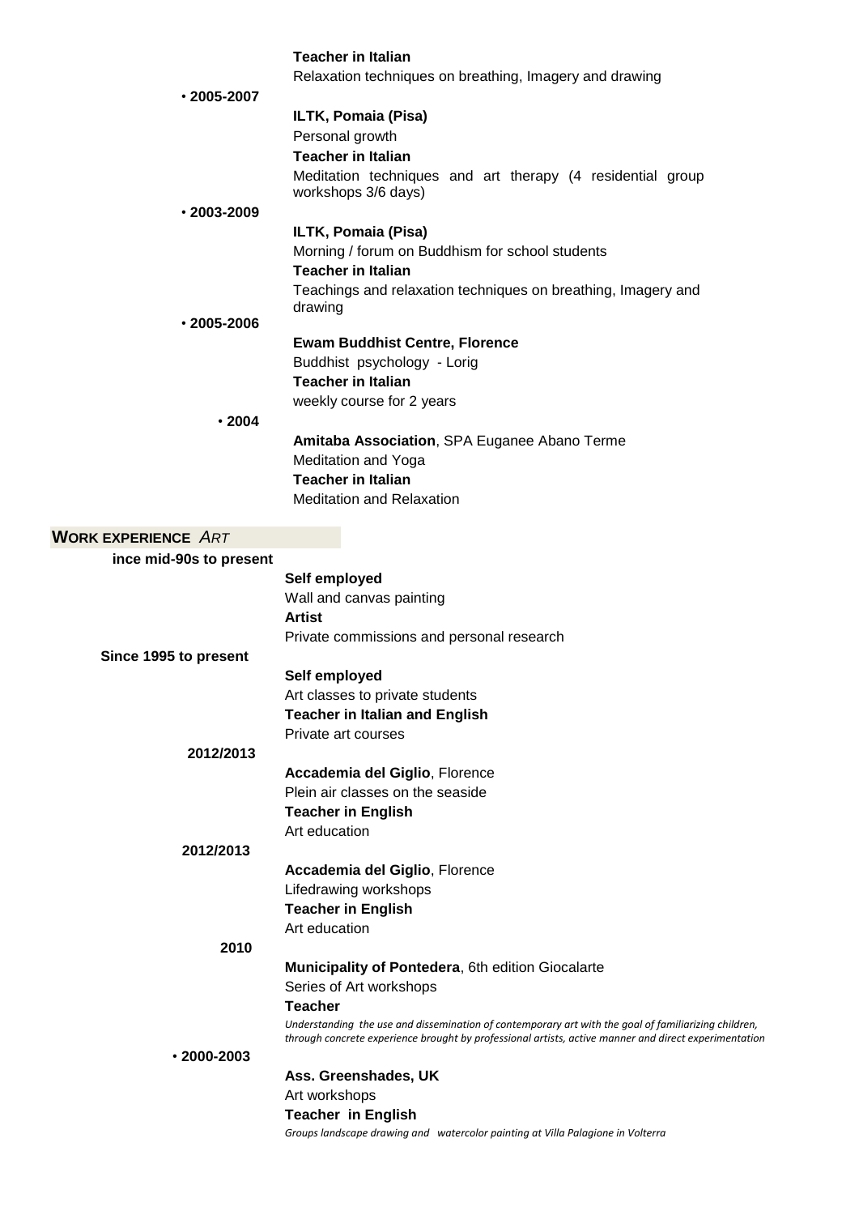**Teacher in Italian**

Relaxation techniques on breathing, Imagery and drawing

- **2005-2007**

**ILTK, Pomaia (Pisa)**

Personal growth

**Teacher in Italian**

Meditation techniques and art therapy (4 residential group workshops 3/6 days)

- **2003-2009**

**ILTK, Pomaia (Pisa)**

Morning / forum on Buddhism for school students

**Teacher in Italian**

Teachings and relaxation techniques on breathing, Imagery and drawing

- **2005-2006**

**Ewam Buddhist Centre, Florence**

Buddhist psychology - Lorig

**Teacher in Italian**

weekly course for 2 years

- **2004**

**Amitaba Association**, SPA Euganee Abano Terme

Meditation and Yoga

**Teacher in Italian**

Meditation and Relaxation

## WORK EXPERIENCE *ART*

**ince mid-90s to present**

**Self employed**

Wall and canvas painting

**Artist**

Private commissions and personal research

**Since 1995 to present**

**Self employed**

Art classes to private students

**Teacher in Italian and English**

Private art courses

**2012/2013**

**Accademia del Giglio**, Florence

Plein air classes on the seaside

**Teacher in English**

Art education

**2012/2013**

**Accademia del Giglio**, Florence

Lifedrawing workshops

**Teacher in English**

Art education

**2010**

**Municipality of Pontedera**, 6th edition Giocalarte

Series of Art workshops

**Teacher**

*Understanding the use and dissemination of contemporary art with the goal of familiarizing children, through concrete experience brought by professional artists, active manner and direct experimentation*

- **2000-2003**

**Ass. Greenshades, UK**

Art workshops

**Teacher in English**

*Groups landscape drawing and watercolor painting at Villa Palagione in Volterra*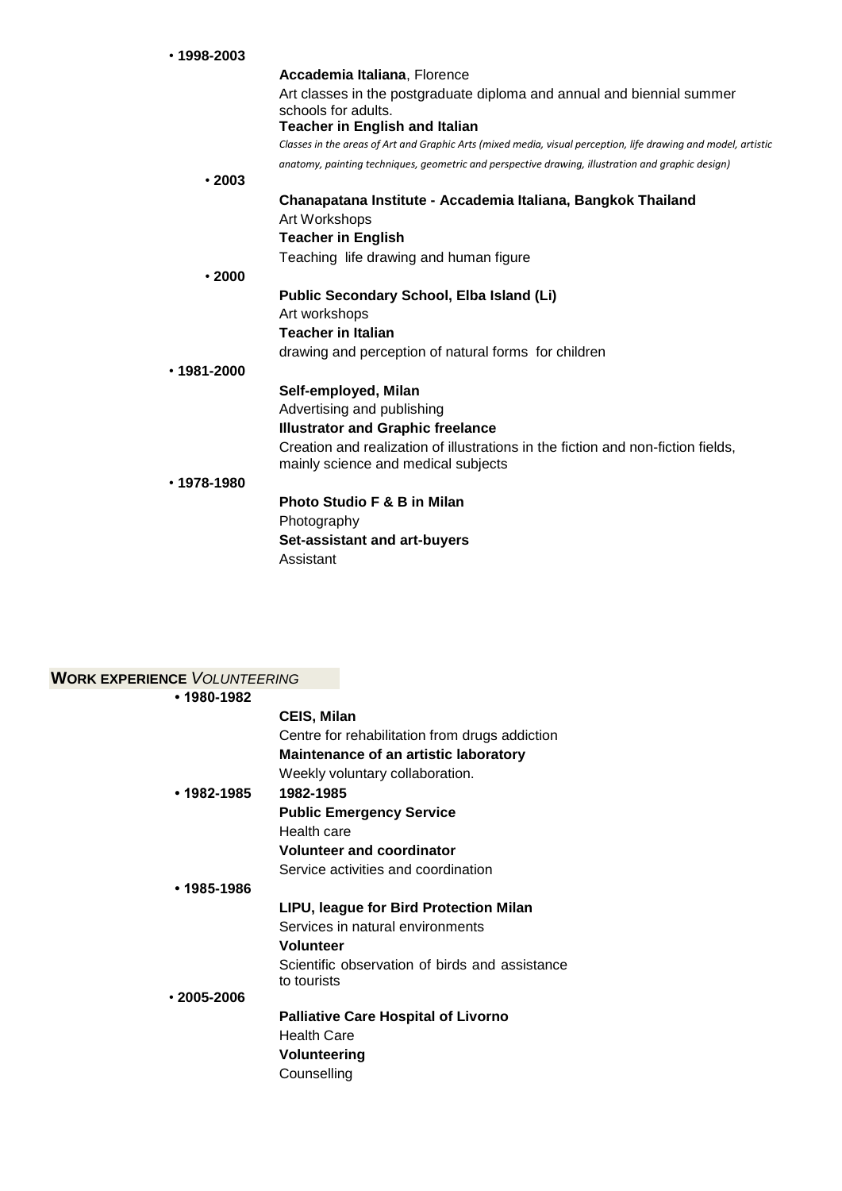• **1998-2003**

**Accademia Italiana**, Florence
Art classes in the postgraduate diploma and annual and biennial summer schools for adults.
**Teacher in English and Italian**
*Classes in the areas of Art and Graphic Arts (mixed media, visual perception, life drawing and model, artistic anatomy, painting techniques, geometric and perspective drawing, illustration and graphic design)*

• **2003**

**Chanapatana Institute - Accademia Italiana, Bangkok Thailand**
Art Workshops
**Teacher in English**
Teaching life drawing and human figure

• **2000**

**Public Secondary School, Elba Island (Li)**
Art workshops
**Teacher in Italian**
drawing and perception of natural forms for children

• **1981-2000**

**Self-employed, Milan**
Advertising and publishing
**Illustrator and Graphic freelance**
Creation and realization of illustrations in the fiction and non-fiction fields, mainly science and medical subjects

• **1978-1980**

**Photo Studio F & B in Milan**
Photography
**Set-assistant and art-buyers**
Assistant

## **WORK EXPERIENCE** *VOLUNTEERING*

• **1980-1982**

**CEIS, Milan**
Centre for rehabilitation from drugs addiction
**Maintenance of an artistic laboratory**
Weekly voluntary collaboration.

• **1982-1985**

**1982-1985**
**Public Emergency Service**
Health care
**Volunteer and coordinator**
Service activities and coordination

• **1985-1986**

**LIPU, league for Bird Protection Milan**
Services in natural environments
**Volunteer**
Scientific observation of birds and assistance to tourists

• **2005-2006**

**Palliative Care Hospital of Livorno**
Health Care
**Volunteering**
Counselling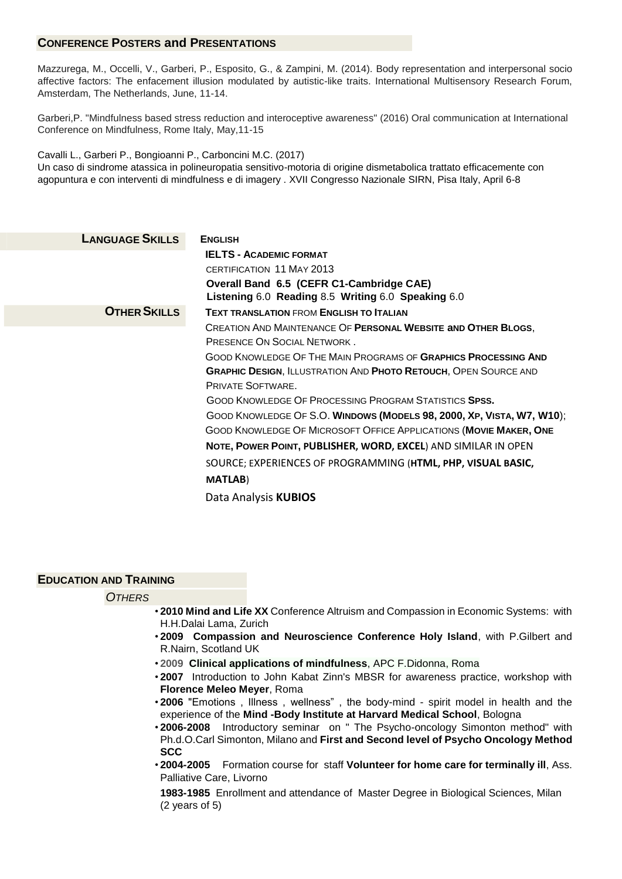## CONFERENCE POSTERS and PRESENTATIONS

Mazzurega, M., Occelli, V., Garberi, P., Esposito, G., & Zampini, M. (2014). Body representation and interpersonal socio affective factors: The enfacement illusion modulated by autistic-like traits. International Multisensory Research Forum, Amsterdam, The Netherlands, June, 11-14.

Garberi,P. "Mindfulness based stress reduction and interoceptive awareness" (2016) Oral communication at International Conference on Mindfulness, Rome Italy, May,11-15

Cavalli L., Garberi P., Bongioanni P., Carboncini M.C. (2017)
Un caso di sindrome atassica in polineuropatia sensitivo-motoria di origine dismetabolica trattato efficacemente con agopuntura e con interventi di mindfulness e di imagery . XVII Congresso Nazionale SIRN, Pisa Italy, April 6-8

## LANGUAGE SKILLS

**ENGLISH**

**IELTS - ACADEMIC FORMAT**

CERTIFICATION 11 MAY 2013

**Overall Band 6.5 (CEFR C1-Cambridge CAE)**

**Listening** 6.0 **Reading** 8.5 **Writing** 6.0 **Speaking** 6.0

## OTHER SKILLS

**TEXT TRANSLATION** FROM **ENGLISH TO ITALIAN**

CREATION AND MAINTENANCE OF **PERSONAL WEBSITE and OTHER BLOGS**, PRESENCE ON SOCIAL NETWORK .

GOOD KNOWLEDGE OF THE MAIN PROGRAMS OF **GRAPHICS PROCESSING AND GRAPHIC DESIGN**, ILLUSTRATION AND **PHOTO RETOUCH**, OPEN SOURCE AND PRIVATE SOFTWARE.

GOOD KNOWLEDGE OF PROCESSING PROGRAM STATISTICS **SPSS.**

GOOD KNOWLEDGE OF S.O. **WINDOWS (MODELS 98, 2000, XP, VISTA, W7, W10)**;

GOOD KNOWLEDGE OF MICROSOFT OFFICE APPLICATIONS (**MOVIE MAKER, ONE NOTE, POWER POINT, PUBLISHER, WORD, EXCEL**) AND SIMILAR IN OPEN SOURCE; EXPERIENCES OF PROGRAMMING (**HTML, PHP, VISUAL BASIC, MATLAB**)

Data Analysis **KUBIOS**

## EDUCATION AND TRAINING

*OTHERS*

- **2010 Mind and Life XX** Conference Altruism and Compassion in Economic Systems: with H.H.Dalai Lama, Zurich
- **2009 Compassion and Neuroscience Conference Holy Island**, with P.Gilbert and R.Nairn, Scotland UK
- **2009 Clinical applications of mindfulness**, APC F.Didonna, Roma
- **2007** Introduction to John Kabat Zinn's MBSR for awareness practice, workshop with **Florence Meleo Meyer**, Roma
- **2006** "Emotions , Illness , wellness" , the body-mind - spirit model in health and the experience of the **Mind -Body Institute at Harvard Medical School**, Bologna
- **2006-2008** Introductory seminar on " The Psycho-oncology Simonton method" with Ph.d.O.Carl Simonton, Milano and **First and Second level of Psycho Oncology Method SCC**
- **2004-2005** Formation course for staff **Volunteer for home care for terminally ill**, Ass. Palliative Care, Livorno

**1983-1985** Enrollment and attendance of Master Degree in Biological Sciences, Milan (2 years of 5)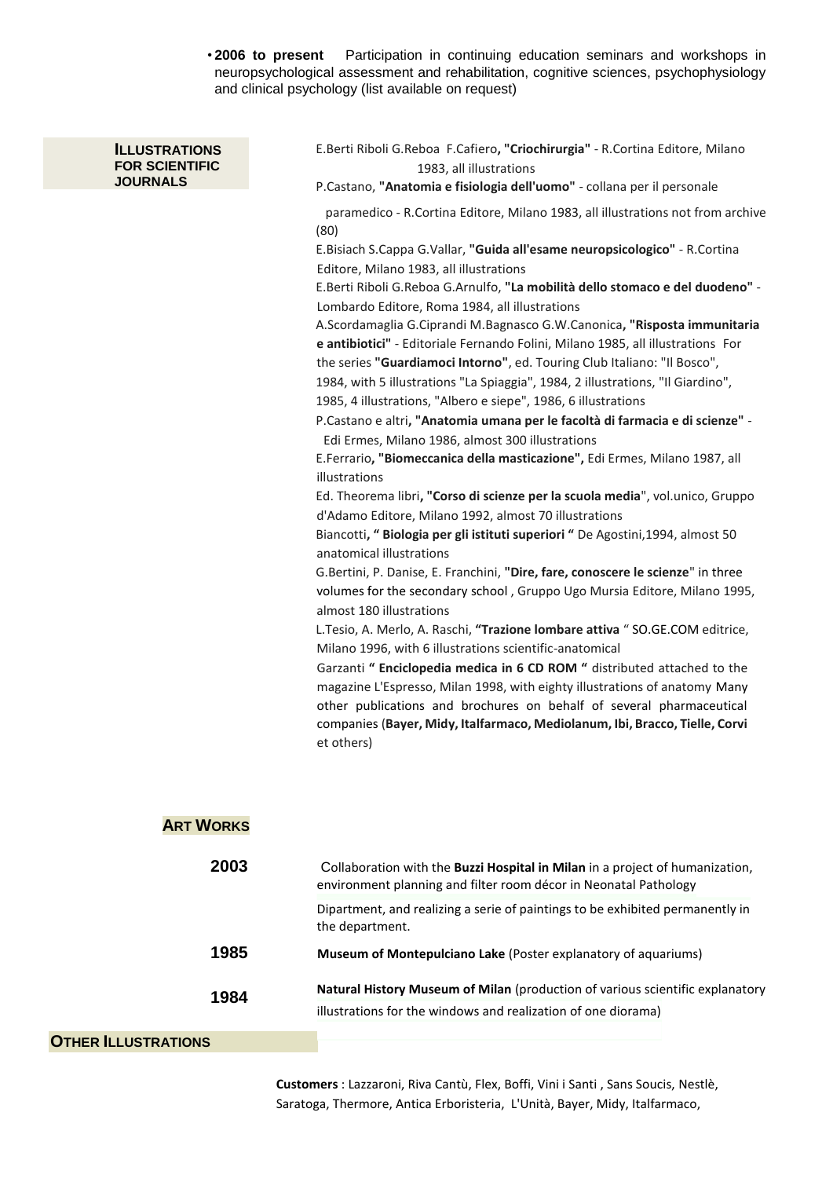- **2006 to present** Participation in continuing education seminars and workshops in neuropsychological assessment and rehabilitation, cognitive sciences, psychophysiology and clinical psychology (list available on request)

## Illustrations for Scientific Journals

E.Berti Riboli G.Reboa F.Cafiero**, "Criochirurgia"** - R.Cortina Editore, Milano 1983, all illustrations

P.Castano, **"Anatomia e fisiologia dell'uomo"** - collana per il personale paramedico - R.Cortina Editore, Milano 1983, all illustrations not from archive (80)

E.Bisiach S.Cappa G.Vallar, **"Guida all'esame neuropsicologico"** - R.Cortina Editore, Milano 1983, all illustrations

E.Berti Riboli G.Reboa G.Arnulfo, **"La mobilità dello stomaco e del duodeno"** - Lombardo Editore, Roma 1984, all illustrations

A.Scordamaglia G.Ciprandi M.Bagnasco G.W.Canonica**, "Risposta immunitaria e antibiotici"** - Editoriale Fernando Folini, Milano 1985, all illustrations For the series **"Guardiamoci Intorno"**, ed. Touring Club Italiano: "Il Bosco", 1984, with 5 illustrations "La Spiaggia", 1984, 2 illustrations, "Il Giardino", 1985, 4 illustrations, "Albero e siepe", 1986, 6 illustrations

P.Castano e altri**, "Anatomia umana per le facoltà di farmacia e di scienze"** - Edi Ermes, Milano 1986, almost 300 illustrations

E.Ferrario**, "Biomeccanica della masticazione",** Edi Ermes, Milano 1987, all illustrations

Ed. Theorema libri**, "Corso di scienze per la scuola media**", vol.unico, Gruppo d'Adamo Editore, Milano 1992, almost 70 illustrations

Biancotti**, " Biologia per gli istituti superiori "** De Agostini,1994, almost 50 anatomical illustrations

G.Bertini, P. Danise, E. Franchini, **"Dire, fare, conoscere le scienze**" in three volumes for the secondary school , Gruppo Ugo Mursia Editore, Milano 1995, almost 180 illustrations

L.Tesio, A. Merlo, A. Raschi, **"Trazione lombare attiva** " SO.GE.COM editrice, Milano 1996, with 6 illustrations scientific-anatomical

Garzanti **" Enciclopedia medica in 6 CD ROM "** distributed attached to the magazine L'Espresso, Milan 1998, with eighty illustrations of anatomy Many other publications and brochures on behalf of several pharmaceutical companies (**Bayer, Midy, Italfarmaco, Mediolanum, Ibi, Bracco, Tielle, Corvi** et others)

## Art Works

**2003** Collaboration with the **Buzzi Hospital in Milan** in a project of humanization, environment planning and filter room décor in Neonatal Pathology Dipartment, and realizing a serie of paintings to be exhibited permanently in the department.

**1985** **Museum of Montepulciano Lake** (Poster explanatory of aquariums)

**1984** **Natural History Museum of Milan** (production of various scientific explanatory illustrations for the windows and realization of one diorama)

## Other Illustrations

**Customers** : Lazzaroni, Riva Cantù, Flex, Boffi, Vini i Santi , Sans Soucis, Nestlè, Saratoga, Thermore, Antica Erboristeria, L'Unità, Bayer, Midy, Italfarmaco,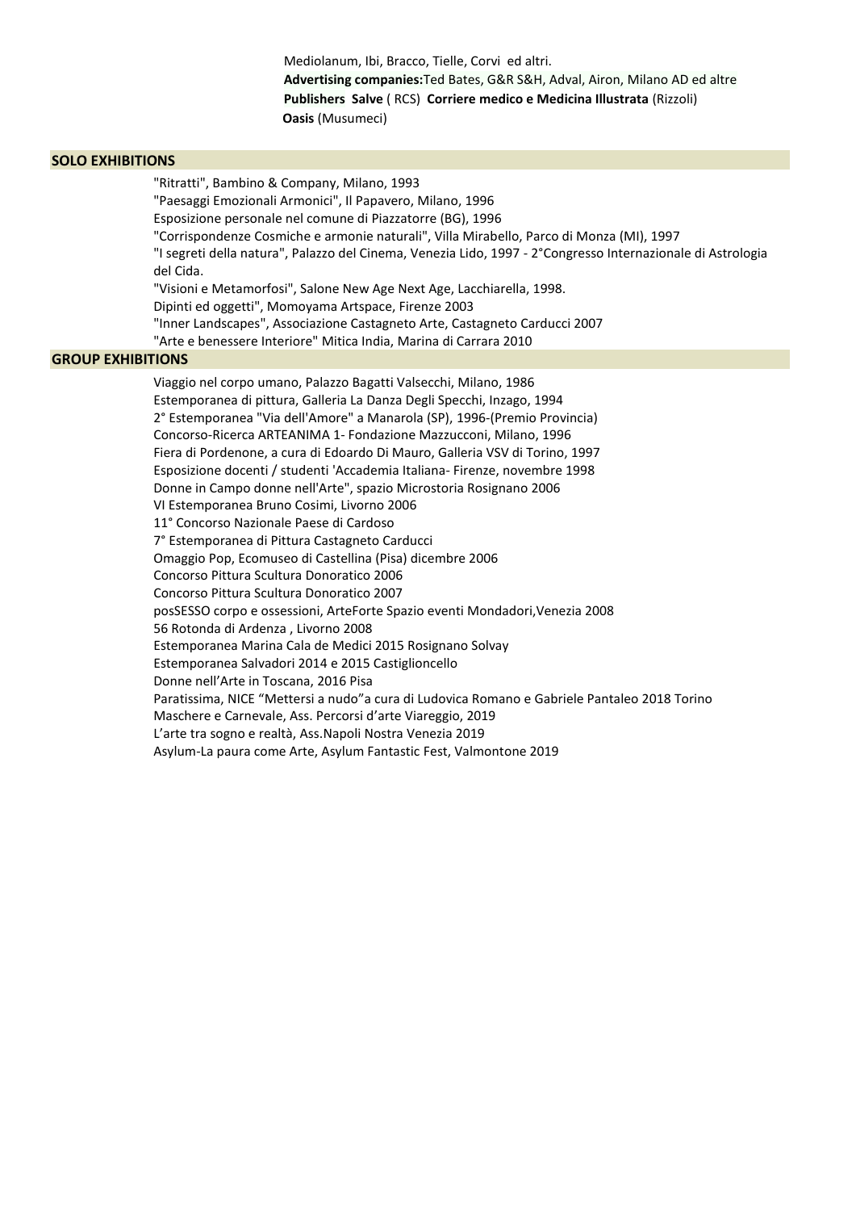Mediolanum, Ibi, Bracco, Tielle, Corvi ed altri.
**Advertising companies:** Ted Bates, G&R S&H, Adval, Airon, Milano AD ed altre
**Publishers Salve** ( RCS) **Corriere medico e Medicina Illustrata** (Rizzoli)
**Oasis** (Musumeci)

## SOLO EXHIBITIONS

"Ritratti", Bambino & Company, Milano, 1993
"Paesaggi Emozionali Armonici", Il Papavero, Milano, 1996
Esposizione personale nel comune di Piazzatorre (BG), 1996
"Corrispondenze Cosmiche e armonie naturali", Villa Mirabello, Parco di Monza (MI), 1997
"I segreti della natura", Palazzo del Cinema, Venezia Lido, 1997 - 2°Congresso Internazionale di Astrologia del Cida.
"Visioni e Metamorfosi", Salone New Age Next Age, Lacchiarella, 1998.
Dipinti ed oggetti", Momoyama Artspace, Firenze 2003
"Inner Landscapes", Associazione Castagneto Arte, Castagneto Carducci 2007
"Arte e benessere Interiore" Mitica India, Marina di Carrara 2010

## GROUP EXHIBITIONS

Viaggio nel corpo umano, Palazzo Bagatti Valsecchi, Milano, 1986
Estemporanea di pittura, Galleria La Danza Degli Specchi, Inzago, 1994
2° Estemporanea "Via dell'Amore" a Manarola (SP), 1996-(Premio Provincia)
Concorso-Ricerca ARTEANIMA 1- Fondazione Mazzucconi, Milano, 1996
Fiera di Pordenone, a cura di Edoardo Di Mauro, Galleria VSV di Torino, 1997
Esposizione docenti / studenti 'Accademia Italiana- Firenze, novembre 1998
Donne in Campo donne nell'Arte", spazio Microstoria Rosignano 2006
VI Estemporanea Bruno Cosimi, Livorno 2006
11° Concorso Nazionale Paese di Cardoso
7° Estemporanea di Pittura Castagneto Carducci
Omaggio Pop, Ecomuseo di Castellina (Pisa) dicembre 2006
Concorso Pittura Scultura Donoratico 2006
Concorso Pittura Scultura Donoratico 2007
posSESSO corpo e ossessioni, ArteForte Spazio eventi Mondadori,Venezia 2008
56 Rotonda di Ardenza , Livorno 2008
Estemporanea Marina Cala de Medici 2015 Rosignano Solvay
Estemporanea Salvadori 2014 e 2015 Castiglioncello
Donne nell'Arte in Toscana, 2016 Pisa
Paratissima, NICE "Mettersi a nudo"a cura di Ludovica Romano e Gabriele Pantaleo 2018 Torino
Maschere e Carnevale, Ass. Percorsi d'arte Viareggio, 2019
L'arte tra sogno e realtà, Ass.Napoli Nostra Venezia 2019
Asylum-La paura come Arte, Asylum Fantastic Fest, Valmontone 2019